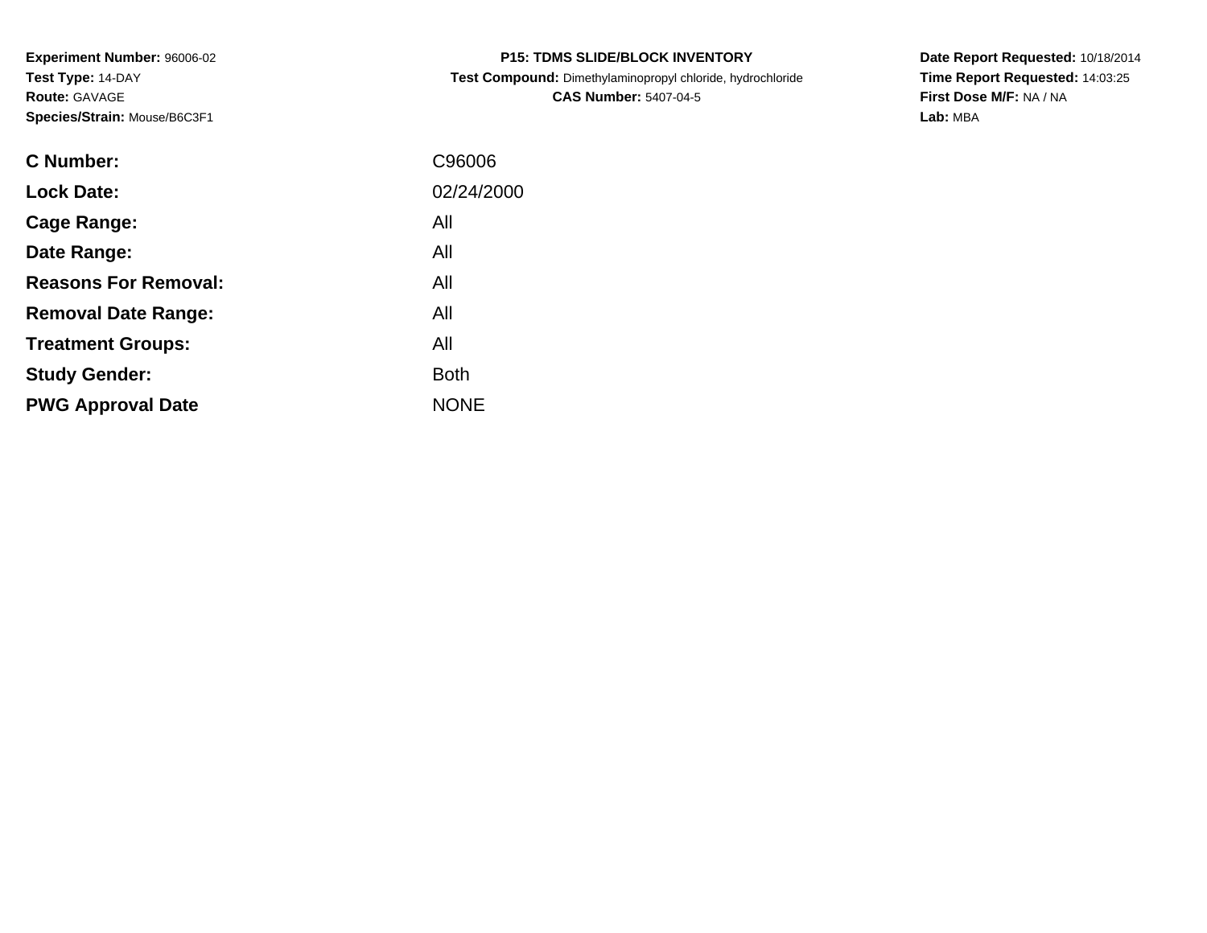**Experiment Number:** 96006-02
**Test Type:** 14-DAY
**Route:** GAVAGE
**Species/Strain:** Mouse/B6C3F1

**P15: TDMS SLIDE/BLOCK INVENTORY**
**Test Compound:** Dimethylaminopropyl chloride, hydrochloride
**CAS Number:** 5407-04-5

**Date Report Requested:** 10/18/2014
**Time Report Requested:** 14:03:25
**First Dose M/F:** NA / NA
**Lab:** MBA

| | |
|---|---|
| **C Number:** | C96006 |
| **Lock Date:** | 02/24/2000 |
| **Cage Range:** | All |
| **Date Range:** | All |
| **Reasons For Removal:** | All |
| **Removal Date Range:** | All |
| **Treatment Groups:** | All |
| **Study Gender:** | Both |
| **PWG Approval Date** | NONE |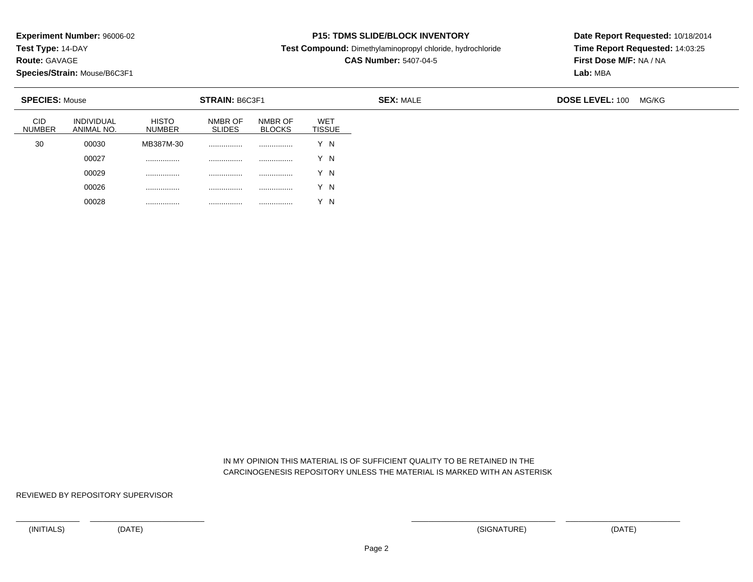**Experiment Number:** 96006-02
**Test Type:** 14-DAY
**Route:** GAVAGE
**Species/Strain:** Mouse/B6C3F1

**P15: TDMS SLIDE/BLOCK INVENTORY**
**Test Compound:** Dimethylaminopropyl chloride, hydrochloride
**CAS Number:** 5407-04-5

**Date Report Requested:** 10/18/2014
**Time Report Requested:** 14:03:25
**First Dose M/F:** NA / NA
**Lab:** MBA

**SPECIES:** Mouse **STRAIN:** B6C3F1 **SEX:** MALE **DOSE LEVEL:** 100 MG/KG

| CID NUMBER | INDIVIDUAL ANIMAL NO. | HISTO NUMBER | NMBR OF SLIDES | NMBR OF BLOCKS | WET TISSUE |
|---|---|---|---|---|---|
| 30 | 00030 | MB387M-30 | ................ | ................ | Y N |
| | 00027 | ................ | ................ | ................ | Y N |
| | 00029 | ................ | ................ | ................ | Y N |
| | 00026 | ................ | ................ | ................ | Y N |
| | 00028 | ................ | ................ | ................ | Y N |

IN MY OPINION THIS MATERIAL IS OF SUFFICIENT QUALITY TO BE RETAINED IN THE CARCINOGENESIS REPOSITORY UNLESS THE MATERIAL IS MARKED WITH AN ASTERISK

REVIEWED BY REPOSITORY SUPERVISOR

_______________ _______________ _______________ _______________

(INITIALS) (DATE) (SIGNATURE) (DATE)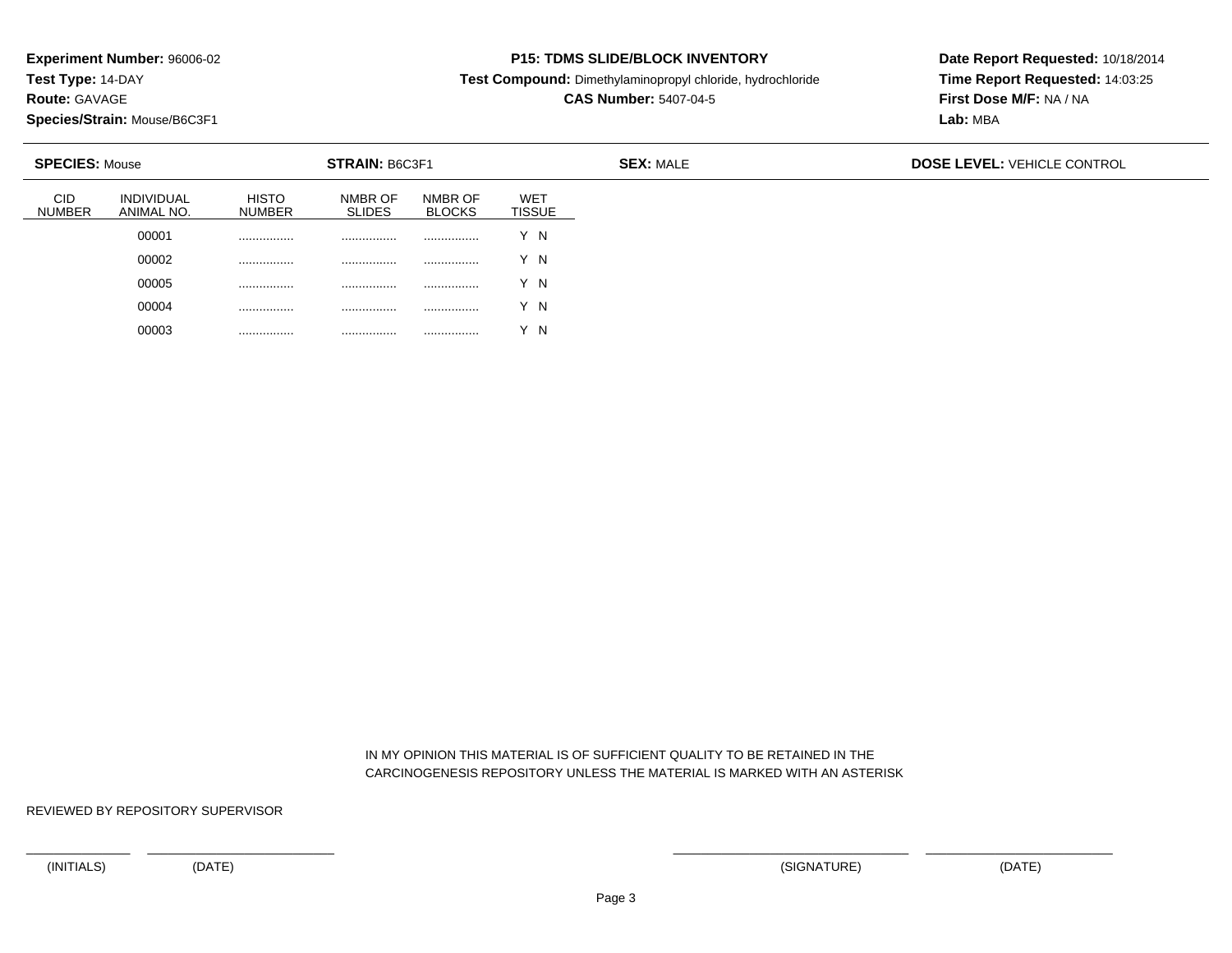**Experiment Number:** 96006-02
**Test Type:** 14-DAY
**Route:** GAVAGE
**Species/Strain:** Mouse/B6C3F1

**P15: TDMS SLIDE/BLOCK INVENTORY**
**Test Compound:** Dimethylaminopropyl chloride, hydrochloride
**CAS Number:** 5407-04-5

**Date Report Requested:** 10/18/2014
**Time Report Requested:** 14:03:25
**First Dose M/F:** NA / NA
**Lab:** MBA

**SPECIES:** Mouse **STRAIN:** B6C3F1 **SEX:** MALE **DOSE LEVEL:** VEHICLE CONTROL

| CID NUMBER | INDIVIDUAL ANIMAL NO. | HISTO NUMBER | NMBR OF SLIDES | NMBR OF BLOCKS | WET TISSUE |
|---|---|---|---|---|---|
| | 00001 | ................ | ................ | ................ | Y N |
| | 00002 | ................ | ................ | ................ | Y N |
| | 00005 | ................ | ................ | ................ | Y N |
| | 00004 | ................ | ................ | ................ | Y N |
| | 00003 | ................ | ................ | ................ | Y N |

IN MY OPINION THIS MATERIAL IS OF SUFFICIENT QUALITY TO BE RETAINED IN THE CARCINOGENESIS REPOSITORY UNLESS THE MATERIAL IS MARKED WITH AN ASTERISK

REVIEWED BY REPOSITORY SUPERVISOR

(INITIALS) (DATE) (SIGNATURE) (DATE)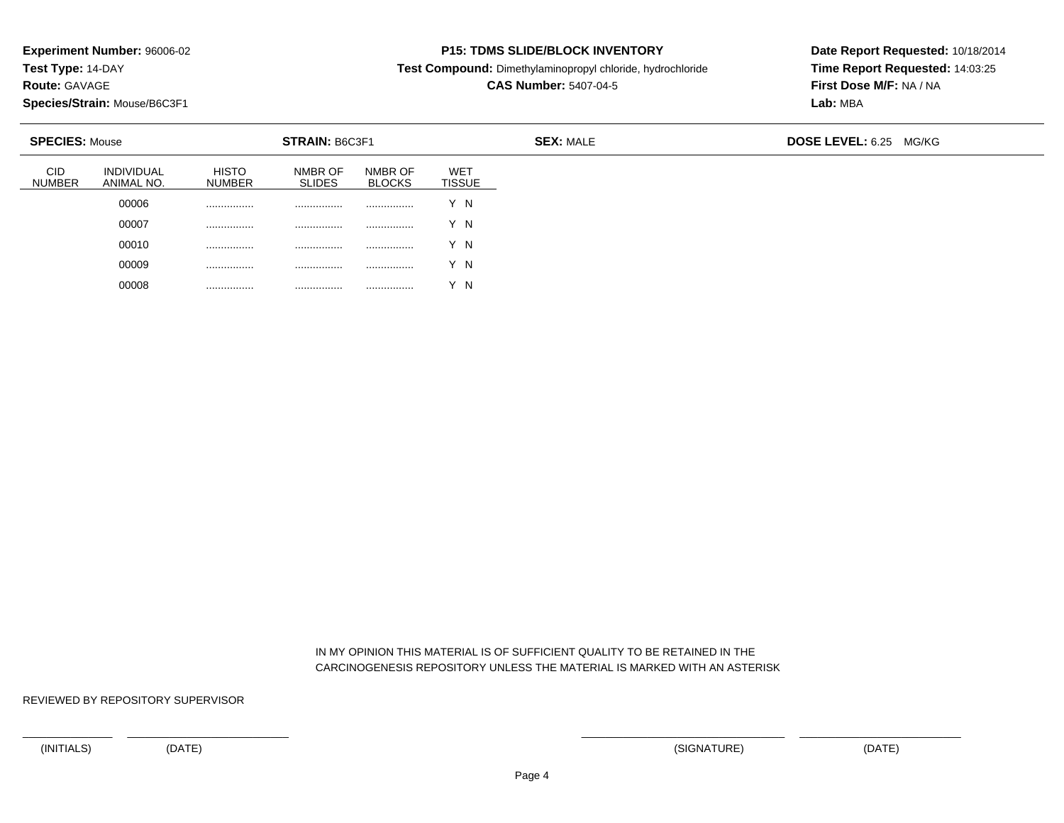**Experiment Number:** 96006-02
**Test Type:** 14-DAY
**Route:** GAVAGE
**Species/Strain:** Mouse/B6C3F1

**P15: TDMS SLIDE/BLOCK INVENTORY**
**Test Compound:** Dimethylaminopropyl chloride, hydrochloride
**CAS Number:** 5407-04-5

**Date Report Requested:** 10/18/2014
**Time Report Requested:** 14:03:25
**First Dose M/F:** NA / NA
**Lab:** MBA

**SPECIES:** Mouse **STRAIN:** B6C3F1 **SEX:** MALE **DOSE LEVEL:** 6.25 MG/KG

| CID NUMBER | INDIVIDUAL ANIMAL NO. | HISTO NUMBER | NMBR OF SLIDES | NMBR OF BLOCKS | WET TISSUE |
|---|---|---|---|---|---|
| | 00006 | ................ | ................ | ................ | Y N |
| | 00007 | ................ | ................ | ................ | Y N |
| | 00010 | ................ | ................ | ................ | Y N |
| | 00009 | ................ | ................ | ................ | Y N |
| | 00008 | ................ | ................ | ................ | Y N |

IN MY OPINION THIS MATERIAL IS OF SUFFICIENT QUALITY TO BE RETAINED IN THE CARCINOGENESIS REPOSITORY UNLESS THE MATERIAL IS MARKED WITH AN ASTERISK

REVIEWED BY REPOSITORY SUPERVISOR

(INITIALS) (DATE) (SIGNATURE) (DATE)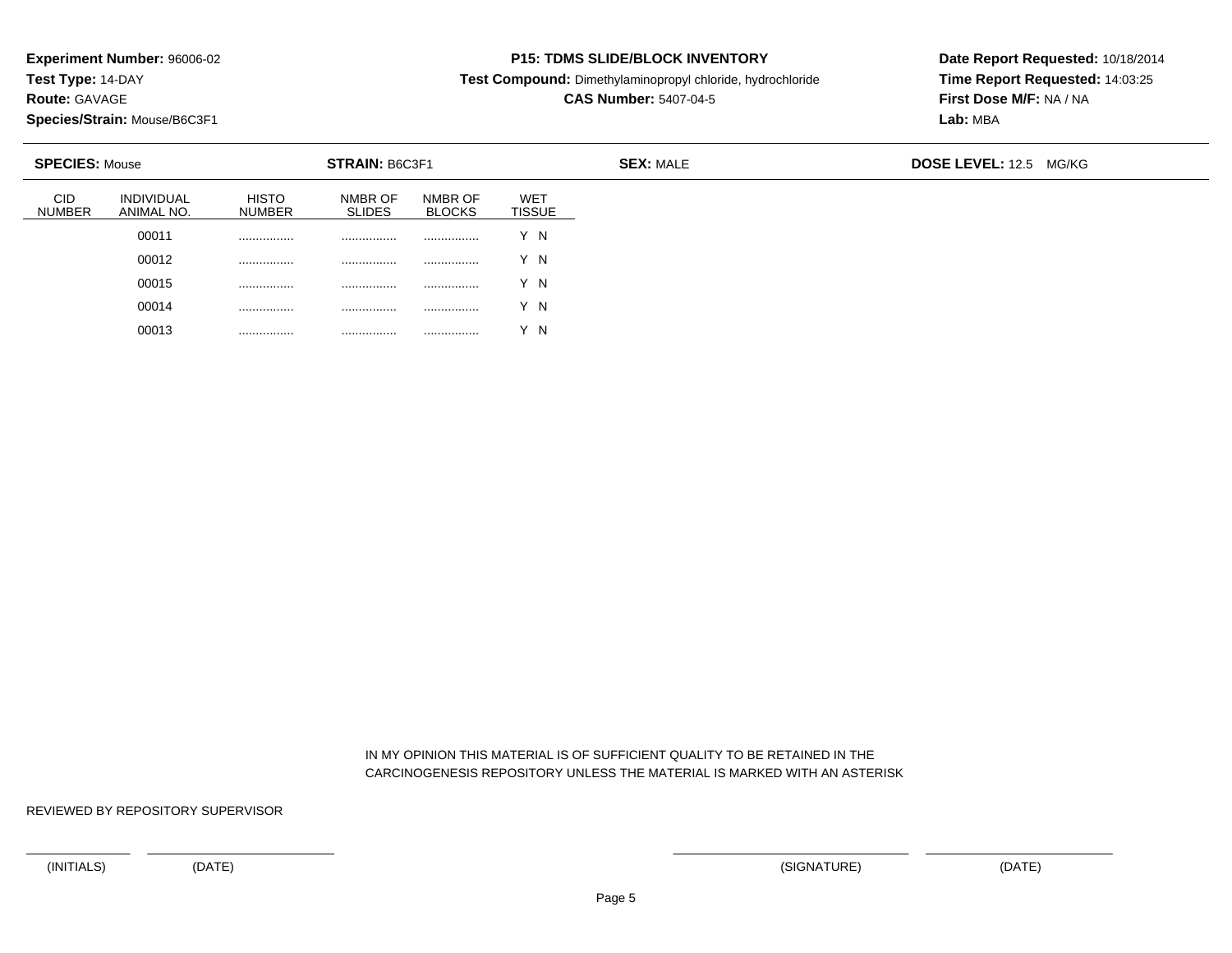**Experiment Number:** 96006-02
**Test Type:** 14-DAY
**Route:** GAVAGE
**Species/Strain:** Mouse/B6C3F1

**P15: TDMS SLIDE/BLOCK INVENTORY**
**Test Compound:** Dimethylaminopropyl chloride, hydrochloride
**CAS Number:** 5407-04-5

**Date Report Requested:** 10/18/2014
**Time Report Requested:** 14:03:25
**First Dose M/F:** NA / NA
**Lab:** MBA

**SPECIES:** Mouse **STRAIN:** B6C3F1 **SEX:** MALE **DOSE LEVEL:** 12.5 MG/KG

| CID NUMBER | INDIVIDUAL ANIMAL NO. | HISTO NUMBER | NMBR OF SLIDES | NMBR OF BLOCKS | WET TISSUE |
|---|---|---|---|---|---|
| | 00011 | ................ | ................ | ................ | Y N |
| | 00012 | ................ | ................ | ................ | Y N |
| | 00015 | ................ | ................ | ................ | Y N |
| | 00014 | ................ | ................ | ................ | Y N |
| | 00013 | ................ | ................ | ................ | Y N |

IN MY OPINION THIS MATERIAL IS OF SUFFICIENT QUALITY TO BE RETAINED IN THE CARCINOGENESIS REPOSITORY UNLESS THE MATERIAL IS MARKED WITH AN ASTERISK

REVIEWED BY REPOSITORY SUPERVISOR

(INITIALS) (DATE) (SIGNATURE) (DATE)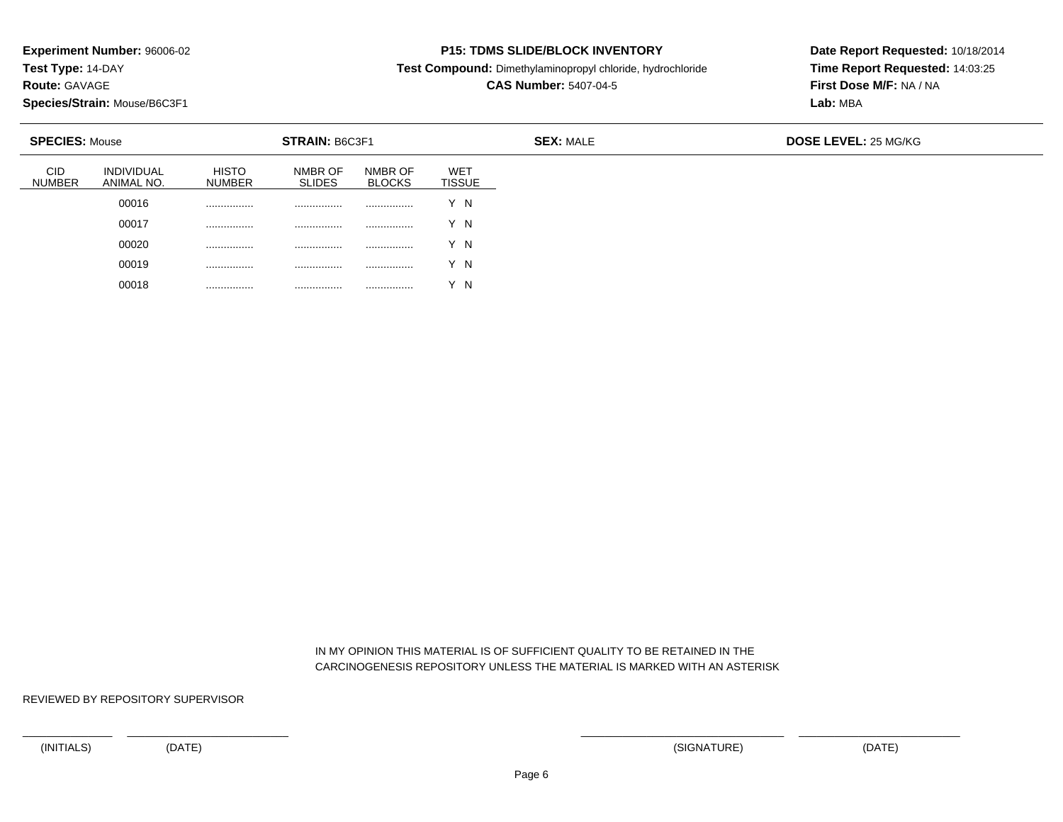**Experiment Number:** 96006-02
**Test Type:** 14-DAY
**Route:** GAVAGE
**Species/Strain:** Mouse/B6C3F1

**P15: TDMS SLIDE/BLOCK INVENTORY**
**Test Compound:** Dimethylaminopropyl chloride, hydrochloride
**CAS Number:** 5407-04-5

**Date Report Requested:** 10/18/2014
**Time Report Requested:** 14:03:25
**First Dose M/F:** NA / NA
**Lab:** MBA

**SPECIES:** Mouse **STRAIN:** B6C3F1 **SEX:** MALE **DOSE LEVEL:** 25 MG/KG

| CID NUMBER | INDIVIDUAL ANIMAL NO. | HISTO NUMBER | NMBR OF SLIDES | NMBR OF BLOCKS | WET TISSUE |
|---|---|---|---|---|---|
| | 00016 | ................ | ................ | ................ | Y N |
| | 00017 | ................ | ................ | ................ | Y N |
| | 00020 | ................ | ................ | ................ | Y N |
| | 00019 | ................ | ................ | ................ | Y N |
| | 00018 | ................ | ................ | ................ | Y N |

IN MY OPINION THIS MATERIAL IS OF SUFFICIENT QUALITY TO BE RETAINED IN THE CARCINOGENESIS REPOSITORY UNLESS THE MATERIAL IS MARKED WITH AN ASTERISK

REVIEWED BY REPOSITORY SUPERVISOR

(INITIALS) (DATE) (SIGNATURE) (DATE)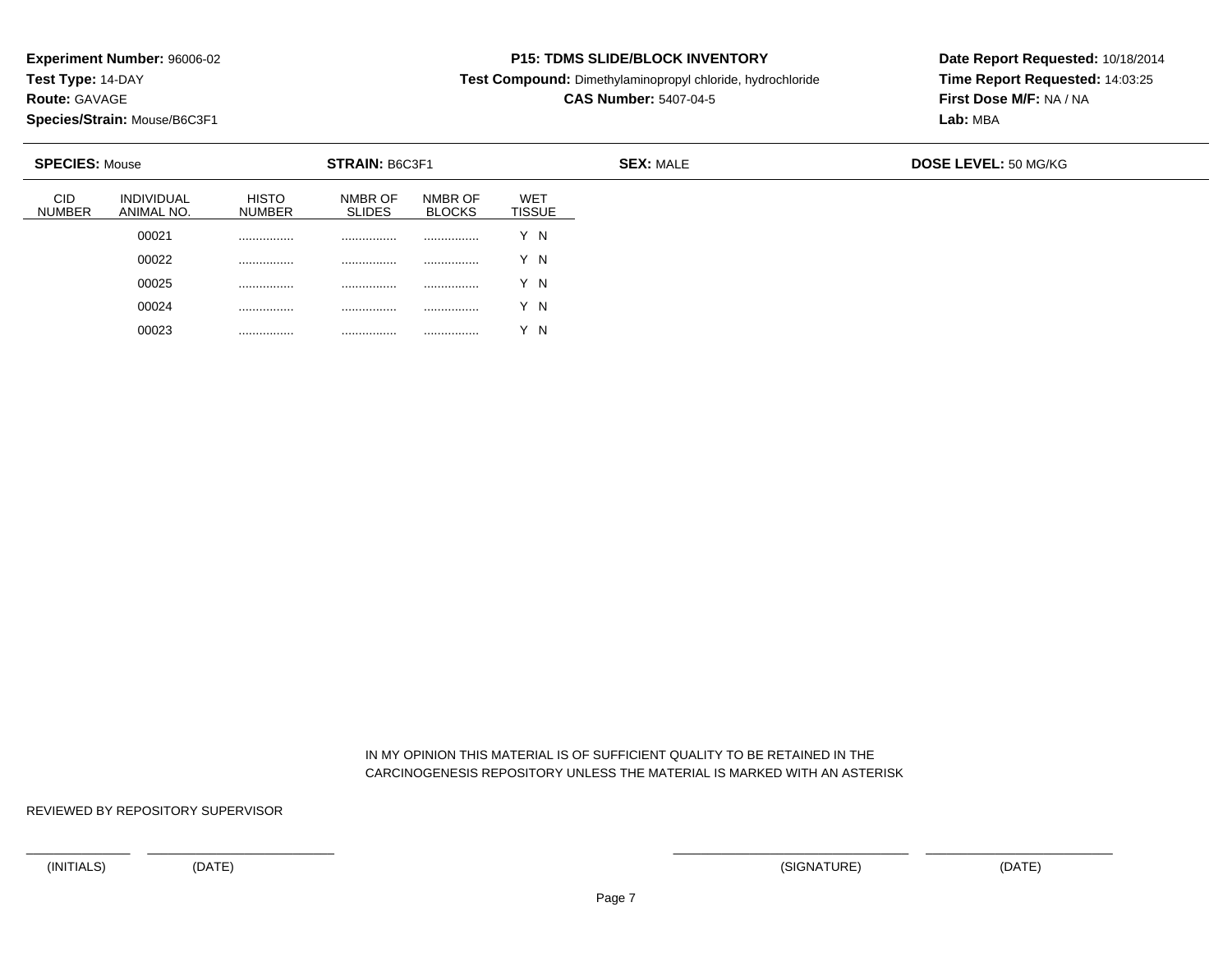**Experiment Number:** 96006-02
**Test Type:** 14-DAY
**Route:** GAVAGE
**Species/Strain:** Mouse/B6C3F1

**P15: TDMS SLIDE/BLOCK INVENTORY**
**Test Compound:** Dimethylaminopropyl chloride, hydrochloride
**CAS Number:** 5407-04-5

**Date Report Requested:** 10/18/2014
**Time Report Requested:** 14:03:25
**First Dose M/F:** NA / NA
**Lab:** MBA

**SPECIES:** Mouse | **STRAIN:** B6C3F1 | **SEX:** MALE | **DOSE LEVEL:** 50 MG/KG

| CID NUMBER | INDIVIDUAL ANIMAL NO. | HISTO NUMBER | NMBR OF SLIDES | NMBR OF BLOCKS | WET TISSUE |
|---|---|---|---|---|---|
| | 00021 | ................ | ................ | ................ | Y N |
| | 00022 | ................ | ................ | ................ | Y N |
| | 00025 | ................ | ................ | ................ | Y N |
| | 00024 | ................ | ................ | ................ | Y N |
| | 00023 | ................ | ................ | ................ | Y N |

IN MY OPINION THIS MATERIAL IS OF SUFFICIENT QUALITY TO BE RETAINED IN THE CARCINOGENESIS REPOSITORY UNLESS THE MATERIAL IS MARKED WITH AN ASTERISK

REVIEWED BY REPOSITORY SUPERVISOR

(INITIALS) (DATE) (SIGNATURE) (DATE)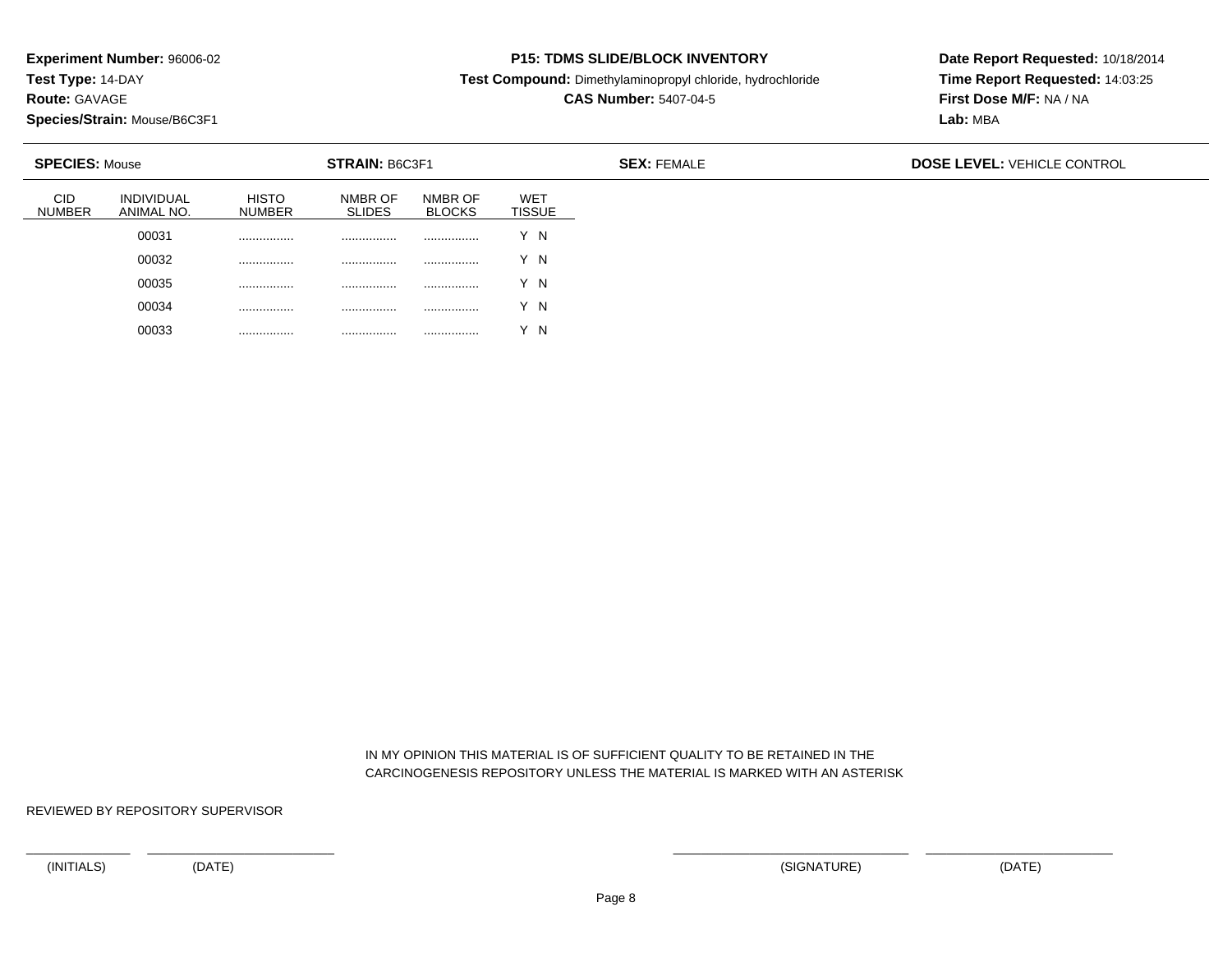**Experiment Number:** 96006-02
**Test Type:** 14-DAY
**Route:** GAVAGE
**Species/Strain:** Mouse/B6C3F1

**P15: TDMS SLIDE/BLOCK INVENTORY**
**Test Compound:** Dimethylaminopropyl chloride, hydrochloride
**CAS Number:** 5407-04-5

**Date Report Requested:** 10/18/2014
**Time Report Requested:** 14:03:25
**First Dose M/F:** NA / NA
**Lab:** MBA

**SPECIES:** Mouse **STRAIN:** B6C3F1 **SEX:** FEMALE **DOSE LEVEL:** VEHICLE CONTROL

| CID NUMBER | INDIVIDUAL ANIMAL NO. | HISTO NUMBER | NMBR OF SLIDES | NMBR OF BLOCKS | WET TISSUE |
|---|---|---|---|---|---|
| | 00031 | ................ | ................ | ................ | Y N |
| | 00032 | ................ | ................ | ................ | Y N |
| | 00035 | ................ | ................ | ................ | Y N |
| | 00034 | ................ | ................ | ................ | Y N |
| | 00033 | ................ | ................ | ................ | Y N |

IN MY OPINION THIS MATERIAL IS OF SUFFICIENT QUALITY TO BE RETAINED IN THE CARCINOGENESIS REPOSITORY UNLESS THE MATERIAL IS MARKED WITH AN ASTERISK

REVIEWED BY REPOSITORY SUPERVISOR

(INITIALS) (DATE) (SIGNATURE) (DATE)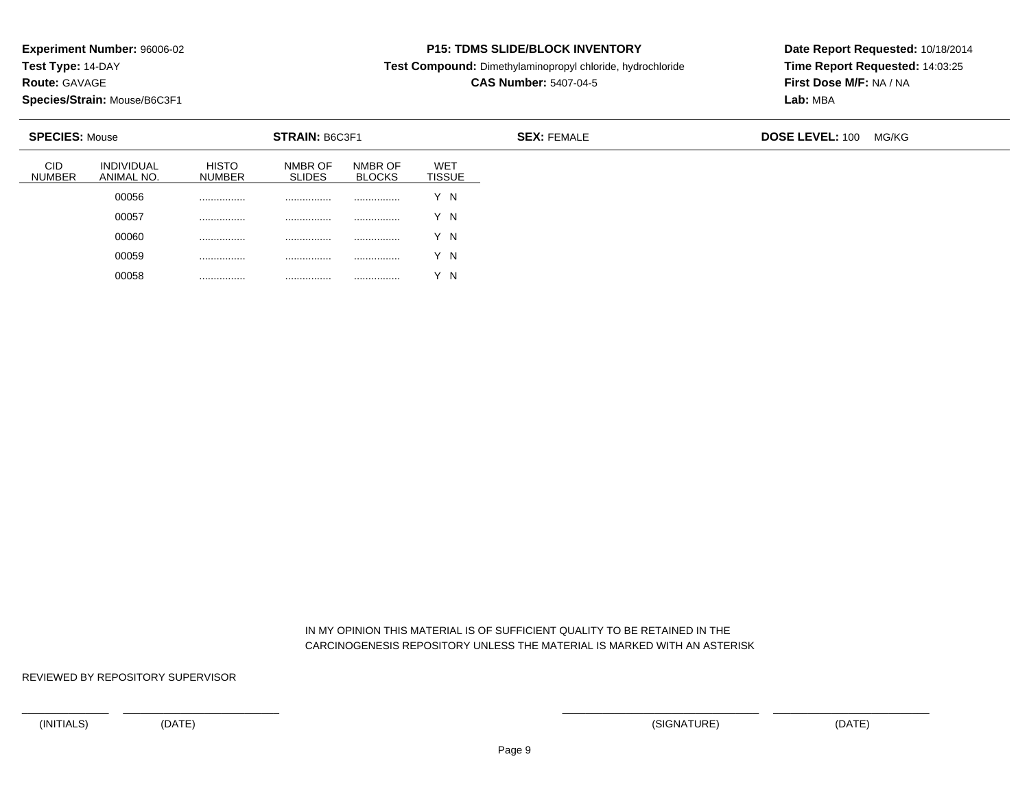**Experiment Number:** 96006-02
**Test Type:** 14-DAY
**Route:** GAVAGE
**Species/Strain:** Mouse/B6C3F1

**P15: TDMS SLIDE/BLOCK INVENTORY**
**Test Compound:** Dimethylaminopropyl chloride, hydrochloride
**CAS Number:** 5407-04-5

**Date Report Requested:** 10/18/2014
**Time Report Requested:** 14:03:25
**First Dose M/F:** NA / NA
**Lab:** MBA

**SPECIES:** Mouse | **STRAIN:** B6C3F1 | **SEX:** FEMALE | **DOSE LEVEL:** 100 MG/KG

| CID NUMBER | INDIVIDUAL ANIMAL NO. | HISTO NUMBER | NMBR OF SLIDES | NMBR OF BLOCKS | WET TISSUE |
|---|---|---|---|---|---|
| | 00056 | ................ | ................ | ................ | Y N |
| | 00057 | ................ | ................ | ................ | Y N |
| | 00060 | ................ | ................ | ................ | Y N |
| | 00059 | ................ | ................ | ................ | Y N |
| | 00058 | ................ | ................ | ................ | Y N |

IN MY OPINION THIS MATERIAL IS OF SUFFICIENT QUALITY TO BE RETAINED IN THE CARCINOGENESIS REPOSITORY UNLESS THE MATERIAL IS MARKED WITH AN ASTERISK

REVIEWED BY REPOSITORY SUPERVISOR

(INITIALS) (DATE) (SIGNATURE) (DATE)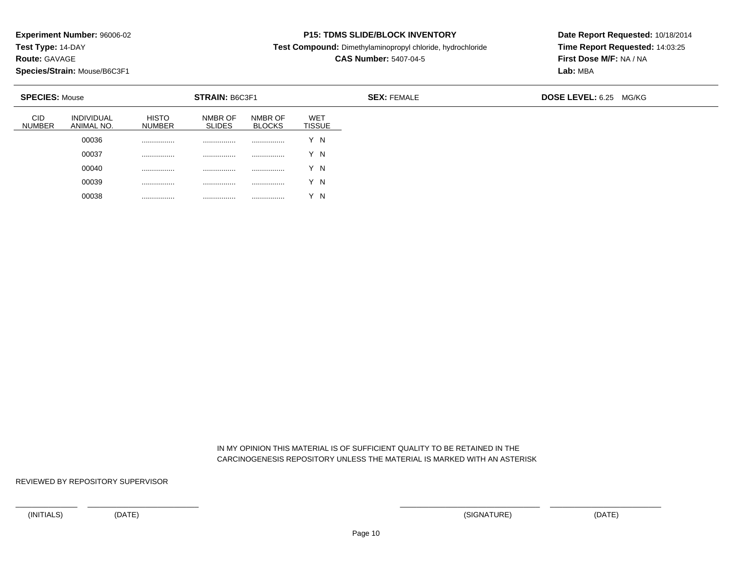**Experiment Number:** 96006-02
**Test Type:** 14-DAY
**Route:** GAVAGE
**Species/Strain:** Mouse/B6C3F1

**P15: TDMS SLIDE/BLOCK INVENTORY**
**Test Compound:** Dimethylaminopropyl chloride, hydrochloride
**CAS Number:** 5407-04-5

**Date Report Requested:** 10/18/2014
**Time Report Requested:** 14:03:25
**First Dose M/F:** NA / NA
**Lab:** MBA

**SPECIES:** Mouse **STRAIN:** B6C3F1 **SEX:** FEMALE **DOSE LEVEL:** 6.25 MG/KG

| CID NUMBER | INDIVIDUAL ANIMAL NO. | HISTO NUMBER | NMBR OF SLIDES | NMBR OF BLOCKS | WET TISSUE |
|---|---|---|---|---|---|
| | 00036 | ................ | ................ | ................ | Y N |
| | 00037 | ................ | ................ | ................ | Y N |
| | 00040 | ................ | ................ | ................ | Y N |
| | 00039 | ................ | ................ | ................ | Y N |
| | 00038 | ................ | ................ | ................ | Y N |

IN MY OPINION THIS MATERIAL IS OF SUFFICIENT QUALITY TO BE RETAINED IN THE CARCINOGENESIS REPOSITORY UNLESS THE MATERIAL IS MARKED WITH AN ASTERISK

REVIEWED BY REPOSITORY SUPERVISOR

(INITIALS) (DATE) (SIGNATURE) (DATE)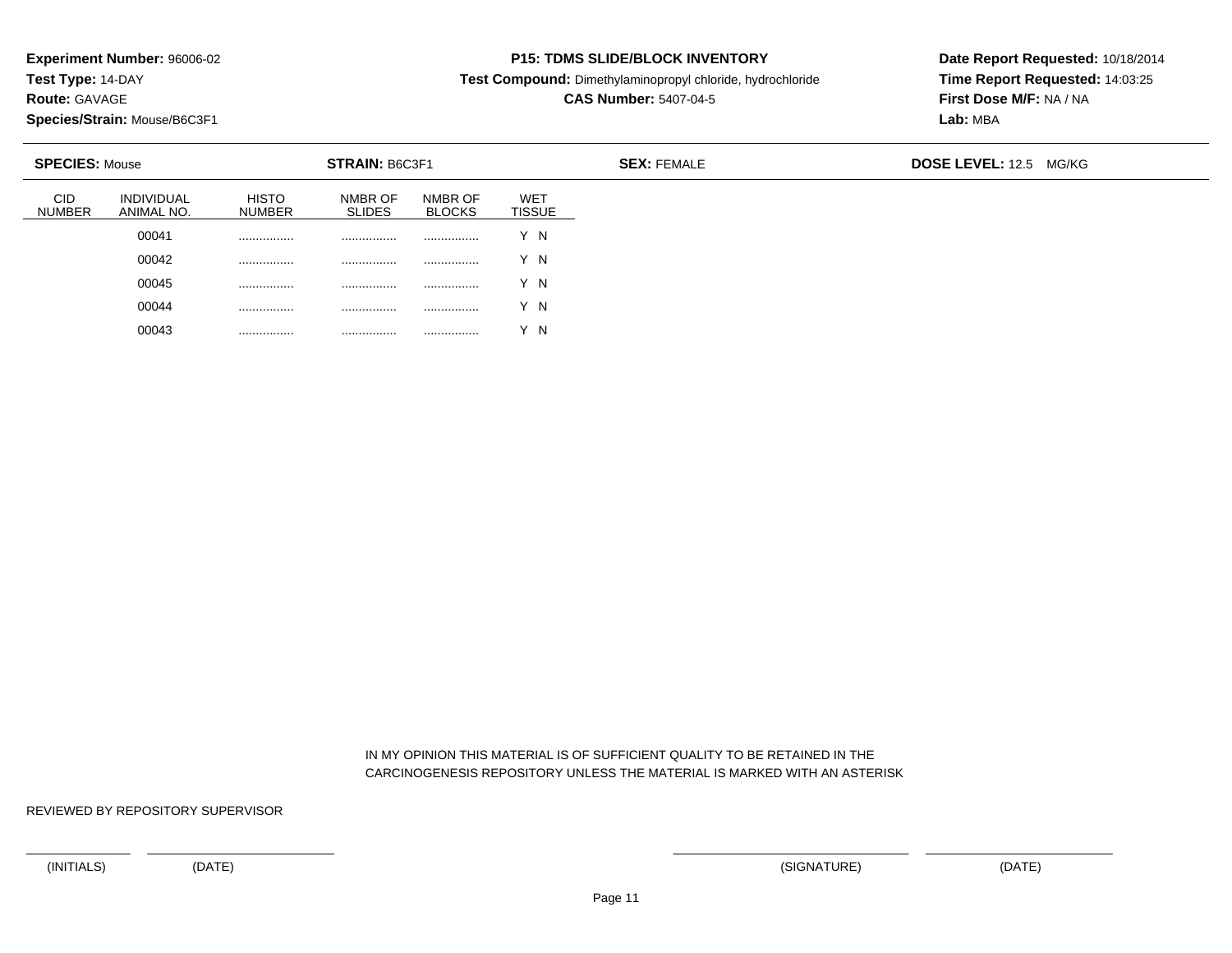**Experiment Number:** 96006-02
**Test Type:** 14-DAY
**Route:** GAVAGE
**Species/Strain:** Mouse/B6C3F1

**P15: TDMS SLIDE/BLOCK INVENTORY**
**Test Compound:** Dimethylaminopropyl chloride, hydrochloride
**CAS Number:** 5407-04-5

**Date Report Requested:** 10/18/2014
**Time Report Requested:** 14:03:25
**First Dose M/F:** NA / NA
**Lab:** MBA

**SPECIES:** Mouse **STRAIN:** B6C3F1 **SEX:** FEMALE **DOSE LEVEL:** 12.5 MG/KG

| CID NUMBER | INDIVIDUAL ANIMAL NO. | HISTO NUMBER | NMBR OF SLIDES | NMBR OF BLOCKS | WET TISSUE |
|---|---|---|---|---|---|
| | 00041 | ................ | ................ | ................ | Y N |
| | 00042 | ................ | ................ | ................ | Y N |
| | 00045 | ................ | ................ | ................ | Y N |
| | 00044 | ................ | ................ | ................ | Y N |
| | 00043 | ................ | ................ | ................ | Y N |

IN MY OPINION THIS MATERIAL IS OF SUFFICIENT QUALITY TO BE RETAINED IN THE CARCINOGENESIS REPOSITORY UNLESS THE MATERIAL IS MARKED WITH AN ASTERISK

REVIEWED BY REPOSITORY SUPERVISOR

(INITIALS) (DATE) (SIGNATURE) (DATE)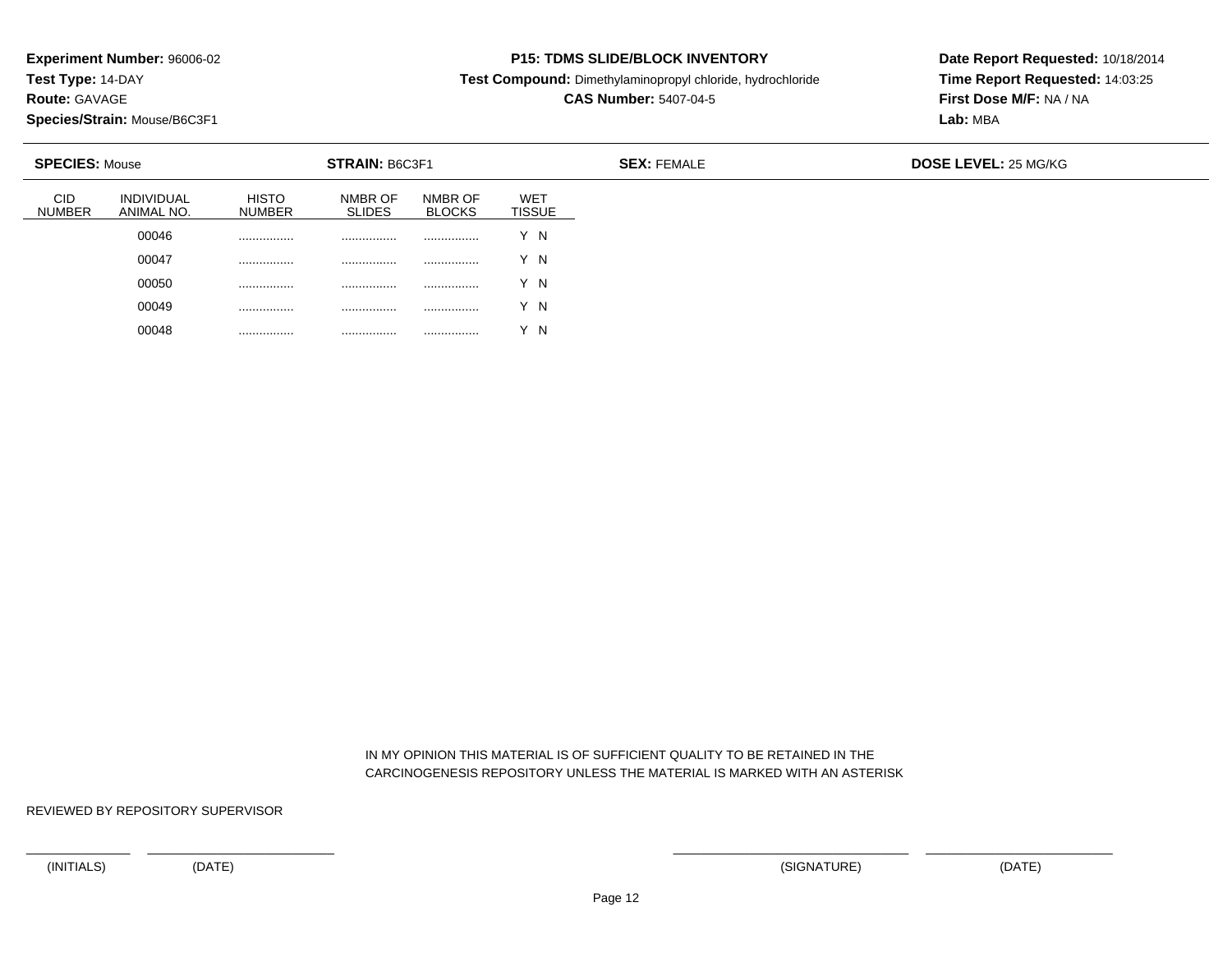**Experiment Number:** 96006-02
**Test Type:** 14-DAY
**Route:** GAVAGE
**Species/Strain:** Mouse/B6C3F1

**P15: TDMS SLIDE/BLOCK INVENTORY**
**Test Compound:** Dimethylaminopropyl chloride, hydrochloride
**CAS Number:** 5407-04-5

**Date Report Requested:** 10/18/2014
**Time Report Requested:** 14:03:25
**First Dose M/F:** NA / NA
**Lab:** MBA

**SPECIES:** Mouse **STRAIN:** B6C3F1 **SEX:** FEMALE **DOSE LEVEL:** 25 MG/KG

| CID NUMBER | INDIVIDUAL ANIMAL NO. | HISTO NUMBER | NMBR OF SLIDES | NMBR OF BLOCKS | WET TISSUE |
|---|---|---|---|---|---|
| | 00046 | ................ | ................ | ................ | Y N |
| | 00047 | ................ | ................ | ................ | Y N |
| | 00050 | ................ | ................ | ................ | Y N |
| | 00049 | ................ | ................ | ................ | Y N |
| | 00048 | ................ | ................ | ................ | Y N |

IN MY OPINION THIS MATERIAL IS OF SUFFICIENT QUALITY TO BE RETAINED IN THE CARCINOGENESIS REPOSITORY UNLESS THE MATERIAL IS MARKED WITH AN ASTERISK

REVIEWED BY REPOSITORY SUPERVISOR

(INITIALS) (DATE) (SIGNATURE) (DATE)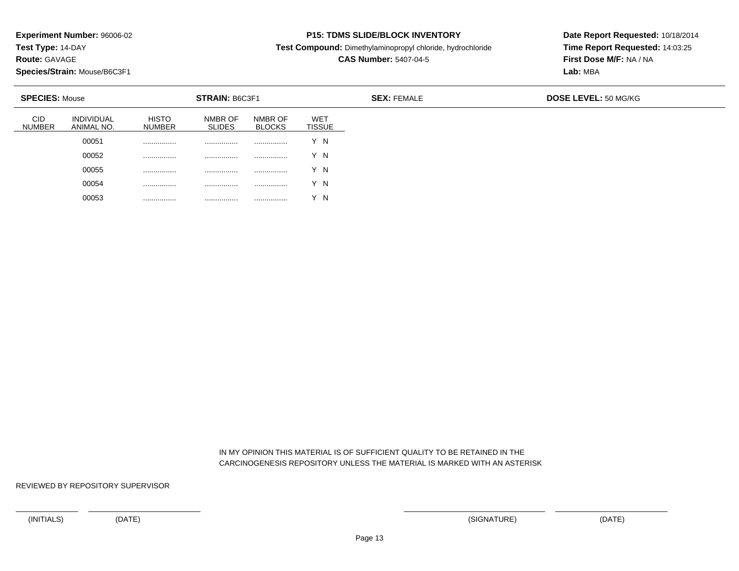**Experiment Number:** 96006-02
**Test Type:** 14-DAY
**Route:** GAVAGE
**Species/Strain:** Mouse/B6C3F1

**P15: TDMS SLIDE/BLOCK INVENTORY**
**Test Compound:** Dimethylaminopropyl chloride, hydrochloride
**CAS Number:** 5407-04-5

**Date Report Requested:** 10/18/2014
**Time Report Requested:** 14:03:25
**First Dose M/F:** NA / NA
**Lab:** MBA

**SPECIES:** Mouse **STRAIN:** B6C3F1 **SEX:** FEMALE **DOSE LEVEL:** 50 MG/KG

| CID NUMBER | INDIVIDUAL ANIMAL NO. | HISTO NUMBER | NMBR OF SLIDES | NMBR OF BLOCKS | WET TISSUE |
|---|---|---|---|---|---|
| | 00051 | ................ | ................ | ................ | Y N |
| | 00052 | ................ | ................ | ................ | Y N |
| | 00055 | ................ | ................ | ................ | Y N |
| | 00054 | ................ | ................ | ................ | Y N |
| | 00053 | ................ | ................ | ................ | Y N |

IN MY OPINION THIS MATERIAL IS OF SUFFICIENT QUALITY TO BE RETAINED IN THE CARCINOGENESIS REPOSITORY UNLESS THE MATERIAL IS MARKED WITH AN ASTERISK

REVIEWED BY REPOSITORY SUPERVISOR

(INITIALS) (DATE) (SIGNATURE) (DATE)